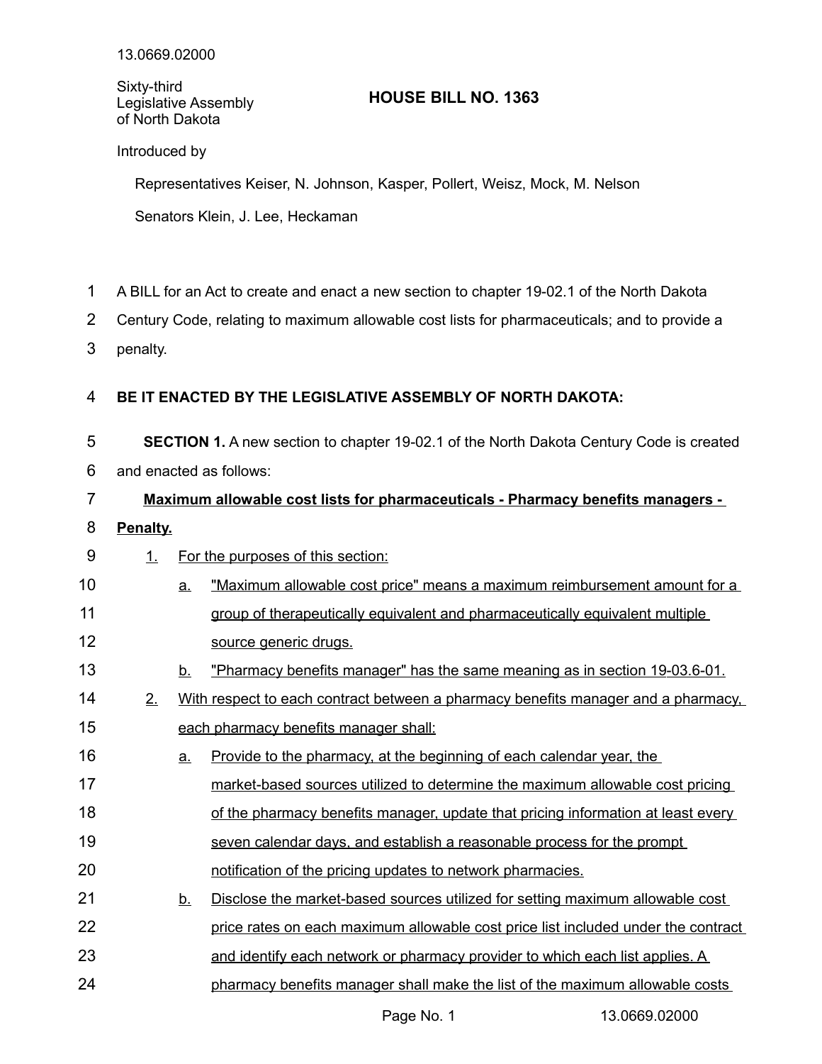13.0669.02000

Sixty-third Legislative Assembly of North Dakota

# HOUSE BILL NO. 1363

Introduced by

Representatives Keiser, N. Johnson, Kasper, Pollert, Weisz, Mock, M. Nelson

Senators Klein, J. Lee, Heckaman

A BILL for an Act to create and enact a new section to chapter 19-02.1 of the North Dakota Century Code, relating to maximum allowable cost lists for pharmaceuticals; and to provide a penalty.

**BE IT ENACTED BY THE LEGISLATIVE ASSEMBLY OF NORTH DAKOTA:**

**SECTION 1.** A new section to chapter 19-02.1 of the North Dakota Century Code is created and enacted as follows:

**Maximum allowable cost lists for pharmaceuticals - Pharmacy benefits managers - Penalty.**

1. For the purposes of this section:
   a. "Maximum allowable cost price" means a maximum reimbursement amount for a group of therapeutically equivalent and pharmaceutically equivalent multiple source generic drugs.
   b. "Pharmacy benefits manager" has the same meaning as in section 19-03.6-01.
2. With respect to each contract between a pharmacy benefits manager and a pharmacy, each pharmacy benefits manager shall:
   a. Provide to the pharmacy, at the beginning of each calendar year, the market-based sources utilized to determine the maximum allowable cost pricing of the pharmacy benefits manager, update that pricing information at least every seven calendar days, and establish a reasonable process for the prompt notification of the pricing updates to network pharmacies.
   b. Disclose the market-based sources utilized for setting maximum allowable cost price rates on each maximum allowable cost price list included under the contract and identify each network or pharmacy provider to which each list applies. A pharmacy benefits manager shall make the list of the maximum allowable costs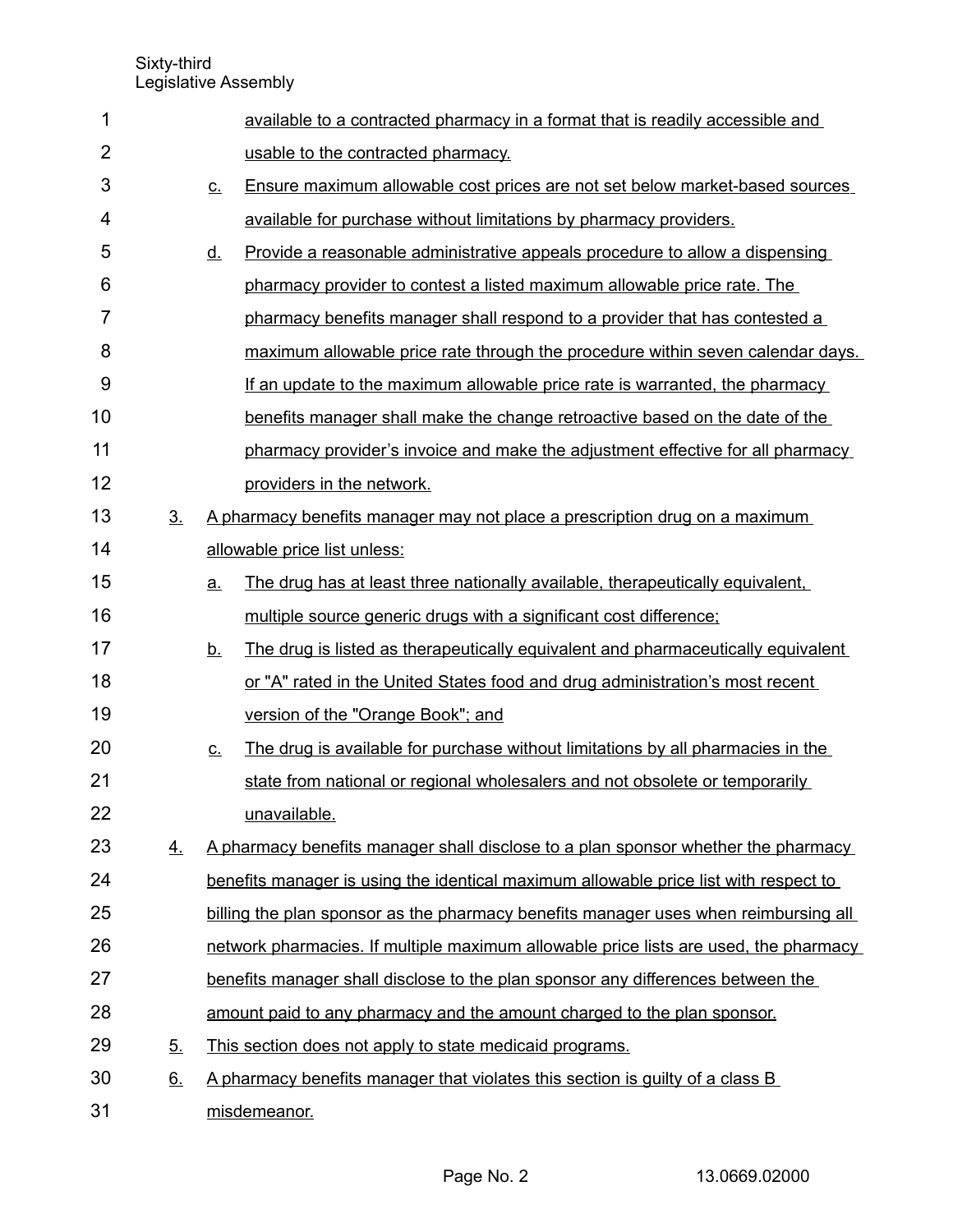available to a contracted pharmacy in a format that is readily accessible and usable to the contracted pharmacy.

c. Ensure maximum allowable cost prices are not set below market-based sources available for purchase without limitations by pharmacy providers.

d. Provide a reasonable administrative appeals procedure to allow a dispensing pharmacy provider to contest a listed maximum allowable price rate. The pharmacy benefits manager shall respond to a provider that has contested a maximum allowable price rate through the procedure within seven calendar days. If an update to the maximum allowable price rate is warranted, the pharmacy benefits manager shall make the change retroactive based on the date of the pharmacy provider's invoice and make the adjustment effective for all pharmacy providers in the network.

3. A pharmacy benefits manager may not place a prescription drug on a maximum allowable price list unless:

   a. The drug has at least three nationally available, therapeutically equivalent, multiple source generic drugs with a significant cost difference;

   b. The drug is listed as therapeutically equivalent and pharmaceutically equivalent or "A" rated in the United States food and drug administration's most recent version of the "Orange Book"; and

   c. The drug is available for purchase without limitations by all pharmacies in the state from national or regional wholesalers and not obsolete or temporarily unavailable.

4. A pharmacy benefits manager shall disclose to a plan sponsor whether the pharmacy benefits manager is using the identical maximum allowable price list with respect to billing the plan sponsor as the pharmacy benefits manager uses when reimbursing all network pharmacies. If multiple maximum allowable price lists are used, the pharmacy benefits manager shall disclose to the plan sponsor any differences between the amount paid to any pharmacy and the amount charged to the plan sponsor.

5. This section does not apply to state medicaid programs.

6. A pharmacy benefits manager that violates this section is guilty of a class B misdemeanor.